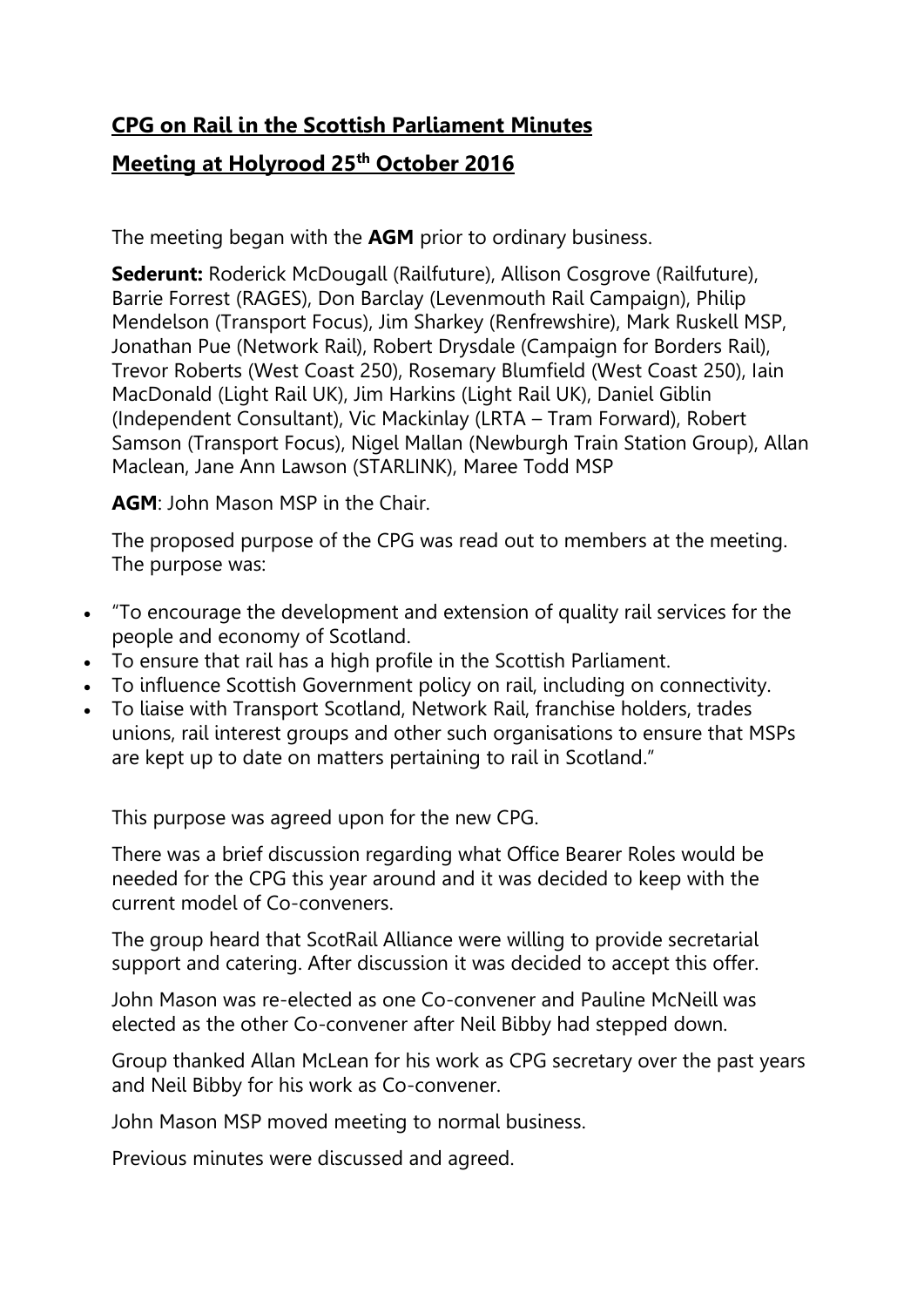**CPG on Rail in the Scottish Parliament Minutes**

**Meeting at Holyrood 25th October 2016**

The meeting began with the **AGM** prior to ordinary business.

**Sederunt:** Roderick McDougall (Railfuture), Allison Cosgrove (Railfuture), Barrie Forrest (RAGES), Don Barclay (Levenmouth Rail Campaign), Philip Mendelson (Transport Focus), Jim Sharkey (Renfrewshire), Mark Ruskell MSP, Jonathan Pue (Network Rail), Robert Drysdale (Campaign for Borders Rail), Trevor Roberts (West Coast 250), Rosemary Blumfield (West Coast 250), Iain MacDonald (Light Rail UK), Jim Harkins (Light Rail UK), Daniel Giblin (Independent Consultant), Vic Mackinlay (LRTA – Tram Forward), Robert Samson (Transport Focus), Nigel Mallan (Newburgh Train Station Group), Allan Maclean, Jane Ann Lawson (STARLINK), Maree Todd MSP

**AGM**: John Mason MSP in the Chair.

The proposed purpose of the CPG was read out to members at the meeting. The purpose was:

- "To encourage the development and extension of quality rail services for the people and economy of Scotland.
- To ensure that rail has a high profile in the Scottish Parliament.
- To influence Scottish Government policy on rail, including on connectivity.
- To liaise with Transport Scotland, Network Rail, franchise holders, trades unions, rail interest groups and other such organisations to ensure that MSPs are kept up to date on matters pertaining to rail in Scotland."

This purpose was agreed upon for the new CPG.

There was a brief discussion regarding what Office Bearer Roles would be needed for the CPG this year around and it was decided to keep with the current model of Co-conveners.

The group heard that ScotRail Alliance were willing to provide secretarial support and catering. After discussion it was decided to accept this offer.

John Mason was re-elected as one Co-convener and Pauline McNeill was elected as the other Co-convener after Neil Bibby had stepped down.

Group thanked Allan McLean for his work as CPG secretary over the past years and Neil Bibby for his work as Co-convener.

John Mason MSP moved meeting to normal business.

Previous minutes were discussed and agreed.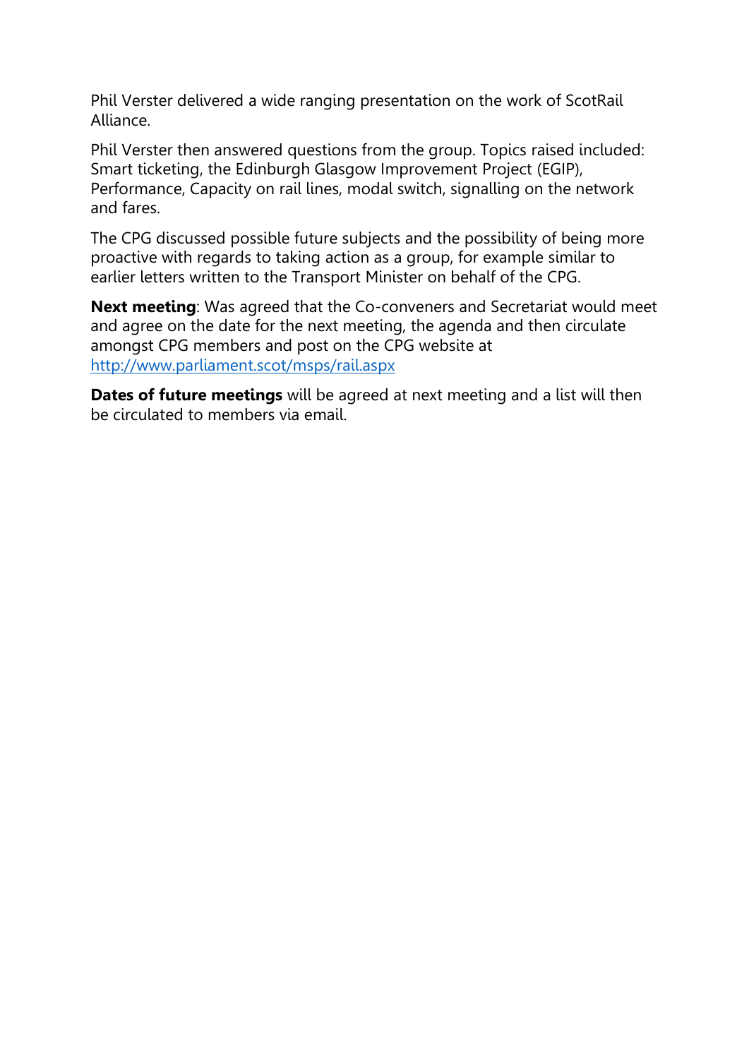Phil Verster delivered a wide ranging presentation on the work of ScotRail Alliance.

Phil Verster then answered questions from the group. Topics raised included: Smart ticketing, the Edinburgh Glasgow Improvement Project (EGIP), Performance, Capacity on rail lines, modal switch, signalling on the network and fares.

The CPG discussed possible future subjects and the possibility of being more proactive with regards to taking action as a group, for example similar to earlier letters written to the Transport Minister on behalf of the CPG.

**Next meeting**: Was agreed that the Co-conveners and Secretariat would meet and agree on the date for the next meeting, the agenda and then circulate amongst CPG members and post on the CPG website at [http://www.parliament.scot/msps/rail.aspx](http://www.parliament.scot/msps/rail.aspx)

**Dates of future meetings** will be agreed at next meeting and a list will then be circulated to members via email.